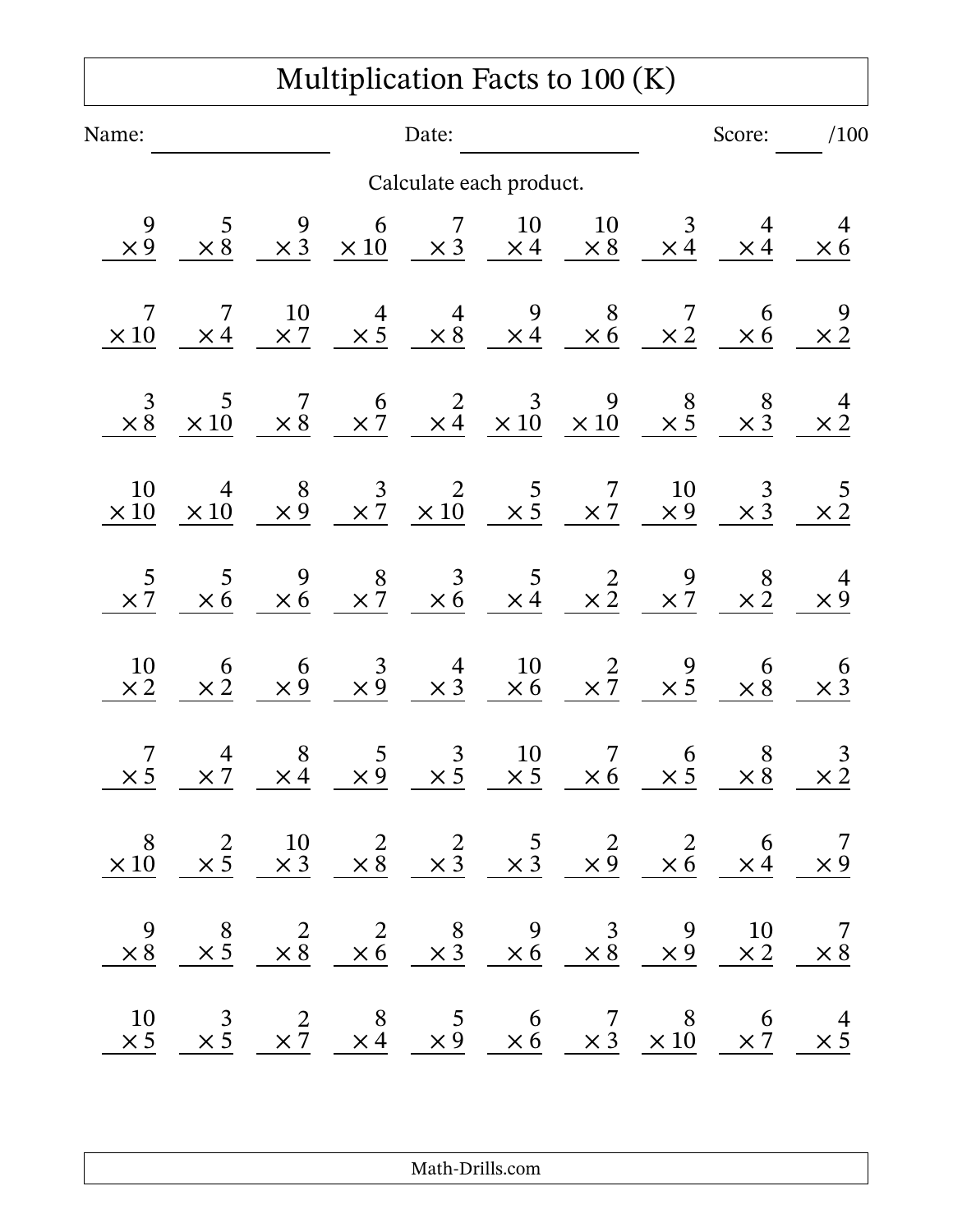# Multiplication Facts to 100 (K)

Name: ____________ Date: ____________ Score: ____ /100

Calculate each product.

| | | | | | | | | | |
|---|---|---|---|---|---|---|---|---|---|
| $9 \times 9$ | $5 \times 8$ | $9 \times 3$ | $6 \times 10$ | $7 \times 3$ | $10 \times 4$ | $10 \times 8$ | $3 \times 4$ | $4 \times 4$ | $4 \times 6$ |
| $7 \times 10$ | $7 \times 4$ | $10 \times 7$ | $4 \times 5$ | $4 \times 8$ | $9 \times 4$ | $8 \times 6$ | $7 \times 2$ | $6 \times 6$ | $9 \times 2$ |
| $3 \times 8$ | $5 \times 10$ | $7 \times 8$ | $6 \times 7$ | $2 \times 4$ | $3 \times 10$ | $9 \times 10$ | $8 \times 5$ | $8 \times 3$ | $4 \times 2$ |
| $10 \times 10$ | $4 \times 10$ | $8 \times 9$ | $3 \times 7$ | $2 \times 10$ | $5 \times 5$ | $7 \times 7$ | $10 \times 9$ | $3 \times 3$ | $5 \times 2$ |
| $5 \times 7$ | $5 \times 6$ | $9 \times 6$ | $8 \times 7$ | $3 \times 6$ | $5 \times 4$ | $2 \times 2$ | $9 \times 7$ | $8 \times 2$ | $4 \times 9$ |
| $10 \times 2$ | $6 \times 2$ | $6 \times 9$ | $3 \times 9$ | $4 \times 3$ | $10 \times 6$ | $2 \times 7$ | $9 \times 5$ | $6 \times 8$ | $6 \times 3$ |
| $7 \times 5$ | $4 \times 7$ | $8 \times 4$ | $5 \times 9$ | $3 \times 5$ | $10 \times 5$ | $7 \times 6$ | $6 \times 5$ | $8 \times 8$ | $3 \times 2$ |
| $8 \times 10$ | $2 \times 5$ | $10 \times 3$ | $2 \times 8$ | $2 \times 3$ | $5 \times 3$ | $2 \times 9$ | $2 \times 6$ | $6 \times 4$ | $7 \times 9$ |
| $9 \times 8$ | $8 \times 5$ | $2 \times 8$ | $2 \times 6$ | $8 \times 3$ | $9 \times 6$ | $3 \times 8$ | $9 \times 9$ | $10 \times 2$ | $7 \times 8$ |
| $10 \times 5$ | $3 \times 5$ | $2 \times 7$ | $8 \times 4$ | $5 \times 9$ | $6 \times 6$ | $7 \times 3$ | $8 \times 10$ | $6 \times 7$ | $4 \times 5$ |

Math-Drills.com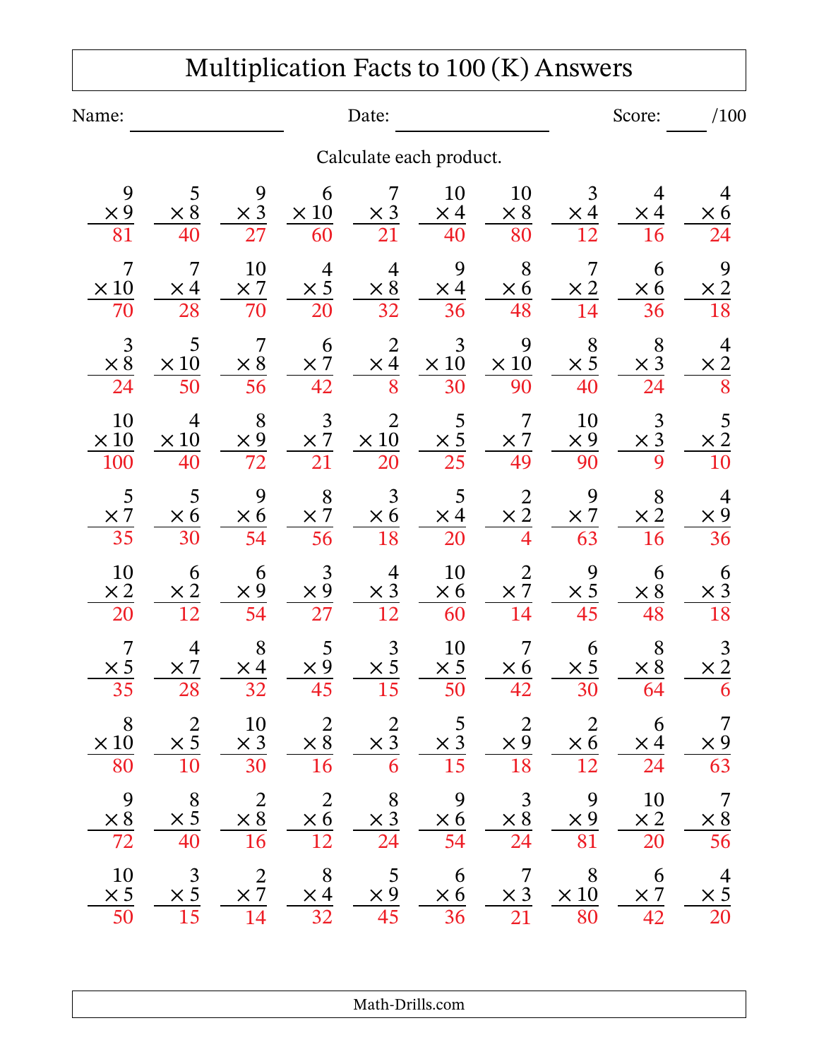# Multiplication Facts to 100 (K) Answers

Name: ________________ Date: ________________ Score: ____ /100

Calculate each product.

| | | | | | | | | | |
|---|---|---|---|---|---|---|---|---|---|
| $9 \times 9 = 81$ | $5 \times 8 = 40$ | $9 \times 3 = 27$ | $6 \times 10 = 60$ | $7 \times 3 = 21$ | $10 \times 4 = 40$ | $10 \times 8 = 80$ | $3 \times 4 = 12$ | $4 \times 4 = 16$ | $4 \times 6 = 24$ |
| $7 \times 10 = 70$ | $7 \times 4 = 28$ | $10 \times 7 = 70$ | $4 \times 5 = 20$ | $4 \times 8 = 32$ | $9 \times 4 = 36$ | $8 \times 6 = 48$ | $7 \times 2 = 14$ | $6 \times 6 = 36$ | $9 \times 2 = 18$ |
| $3 \times 8 = 24$ | $5 \times 10 = 50$ | $7 \times 8 = 56$ | $6 \times 7 = 42$ | $2 \times 4 = 8$ | $3 \times 10 = 30$ | $9 \times 10 = 90$ | $8 \times 5 = 40$ | $8 \times 3 = 24$ | $4 \times 2 = 8$ |
| $10 \times 10 = 100$ | $4 \times 10 = 40$ | $8 \times 9 = 72$ | $3 \times 7 = 21$ | $2 \times 10 = 20$ | $5 \times 5 = 25$ | $7 \times 7 = 49$ | $10 \times 9 = 90$ | $3 \times 3 = 9$ | $5 \times 2 = 10$ |
| $5 \times 7 = 35$ | $5 \times 6 = 30$ | $9 \times 6 = 54$ | $8 \times 7 = 56$ | $3 \times 6 = 18$ | $5 \times 4 = 20$ | $2 \times 2 = 4$ | $9 \times 7 = 63$ | $8 \times 2 = 16$ | $4 \times 9 = 36$ |
| $10 \times 2 = 20$ | $6 \times 2 = 12$ | $6 \times 9 = 54$ | $3 \times 9 = 27$ | $4 \times 3 = 12$ | $10 \times 6 = 60$ | $2 \times 7 = 14$ | $9 \times 5 = 45$ | $6 \times 8 = 48$ | $6 \times 3 = 18$ |
| $7 \times 5 = 35$ | $4 \times 7 = 28$ | $8 \times 4 = 32$ | $5 \times 9 = 45$ | $3 \times 5 = 15$ | $10 \times 5 = 50$ | $7 \times 6 = 42$ | $6 \times 5 = 30$ | $8 \times 8 = 64$ | $3 \times 2 = 6$ |
| $8 \times 10 = 80$ | $2 \times 5 = 10$ | $10 \times 3 = 30$ | $2 \times 8 = 16$ | $2 \times 3 = 6$ | $5 \times 3 = 15$ | $2 \times 9 = 18$ | $2 \times 6 = 12$ | $6 \times 4 = 24$ | $7 \times 9 = 63$ |
| $9 \times 8 = 72$ | $8 \times 5 = 40$ | $2 \times 8 = 16$ | $2 \times 6 = 12$ | $8 \times 3 = 24$ | $9 \times 6 = 54$ | $3 \times 8 = 24$ | $9 \times 9 = 81$ | $10 \times 2 = 20$ | $7 \times 8 = 56$ |
| $10 \times 5 = 50$ | $3 \times 5 = 15$ | $2 \times 7 = 14$ | $8 \times 4 = 32$ | $5 \times 9 = 45$ | $6 \times 6 = 36$ | $7 \times 3 = 21$ | $8 \times 10 = 80$ | $6 \times 7 = 42$ | $4 \times 5 = 20$ |

Math-Drills.com